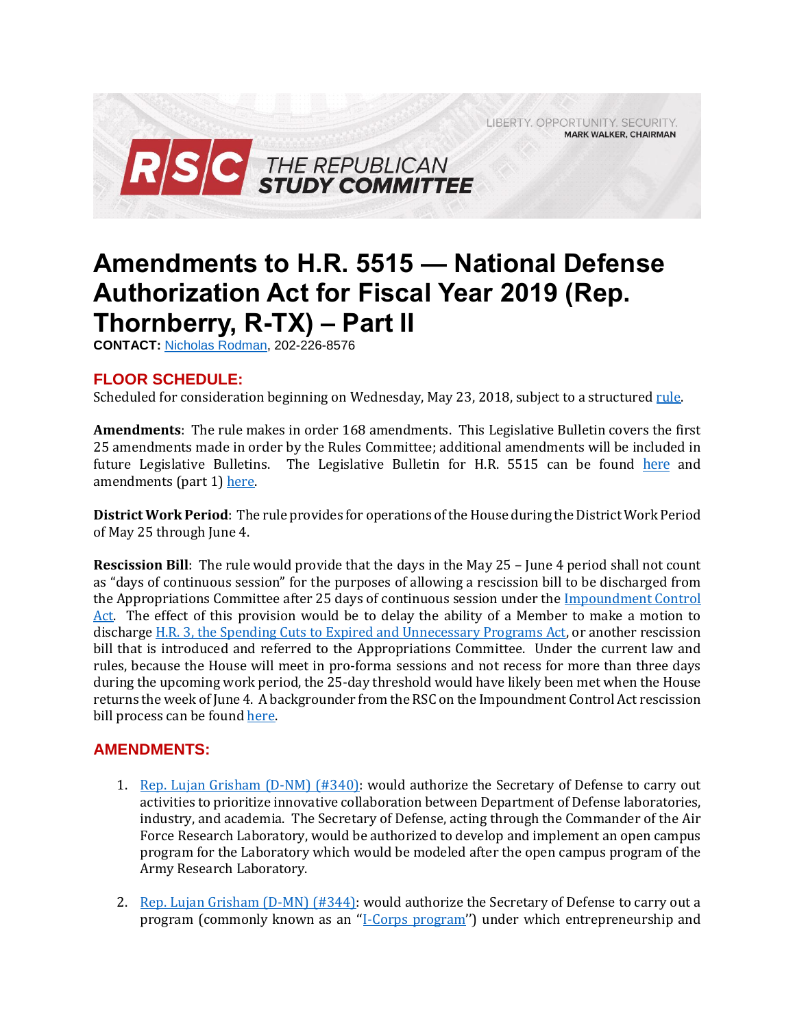LIBERTY. OPPORTUNITY. SECURITY.
MARK WALKER, CHAIRMAN

RSC THE REPUBLICAN STUDY COMMITTEE

# Amendments to H.R. 5515 — National Defense Authorization Act for Fiscal Year 2019 (Rep. Thornberry, R-TX) – Part II

**CONTACT:** Nicholas Rodman, 202-226-8576

## FLOOR SCHEDULE:

Scheduled for consideration beginning on Wednesday, May 23, 2018, subject to a structured rule.

**Amendments**: The rule makes in order 168 amendments. This Legislative Bulletin covers the first 25 amendments made in order by the Rules Committee; additional amendments will be included in future Legislative Bulletins. The Legislative Bulletin for H.R. 5515 can be found here and amendments (part 1) here.

**District Work Period**: The rule provides for operations of the House during the District Work Period of May 25 through June 4.

**Rescission Bill**: The rule would provide that the days in the May 25 – June 4 period shall not count as "days of continuous session" for the purposes of allowing a rescission bill to be discharged from the Appropriations Committee after 25 days of continuous session under the Impoundment Control Act. The effect of this provision would be to delay the ability of a Member to make a motion to discharge H.R. 3, the Spending Cuts to Expired and Unnecessary Programs Act, or another rescission bill that is introduced and referred to the Appropriations Committee. Under the current law and rules, because the House will meet in pro-forma sessions and not recess for more than three days during the upcoming work period, the 25-day threshold would have likely been met when the House returns the week of June 4. A backgrounder from the RSC on the Impoundment Control Act rescission bill process can be found here.

## AMENDMENTS:

1. Rep. Lujan Grisham (D-NM) (#340): would authorize the Secretary of Defense to carry out activities to prioritize innovative collaboration between Department of Defense laboratories, industry, and academia. The Secretary of Defense, acting through the Commander of the Air Force Research Laboratory, would be authorized to develop and implement an open campus program for the Laboratory which would be modeled after the open campus program of the Army Research Laboratory.

2. Rep. Lujan Grisham (D-MN) (#344): would authorize the Secretary of Defense to carry out a program (commonly known as an "I-Corps program'') under which entrepreneurship and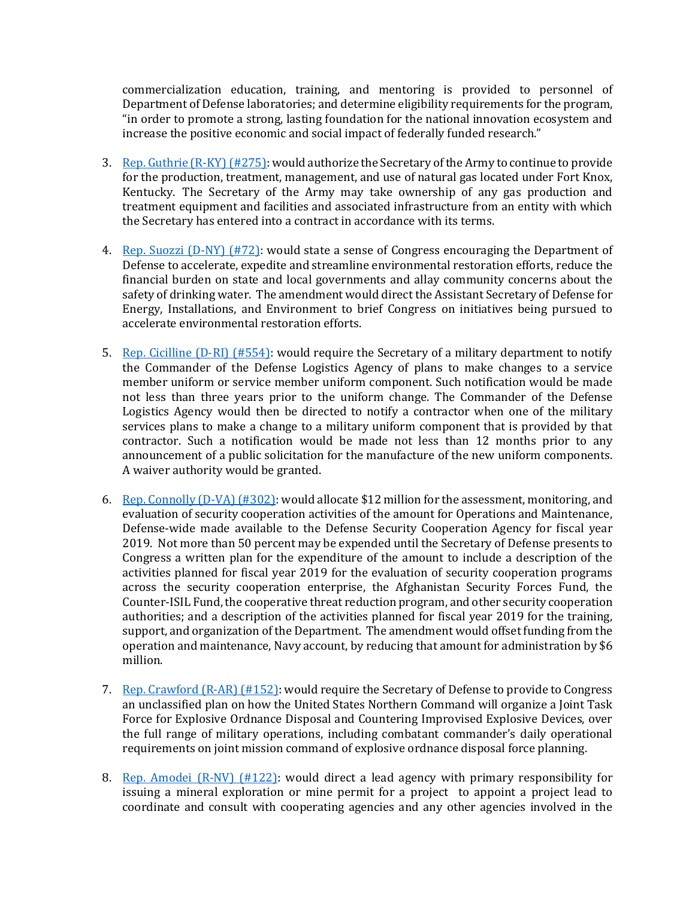commercialization education, training, and mentoring is provided to personnel of Department of Defense laboratories; and determine eligibility requirements for the program, "in order to promote a strong, lasting foundation for the national innovation ecosystem and increase the positive economic and social impact of federally funded research."

3. Rep. Guthrie (R-KY) (#275): would authorize the Secretary of the Army to continue to provide for the production, treatment, management, and use of natural gas located under Fort Knox, Kentucky. The Secretary of the Army may take ownership of any gas production and treatment equipment and facilities and associated infrastructure from an entity with which the Secretary has entered into a contract in accordance with its terms.

4. Rep. Suozzi (D-NY) (#72): would state a sense of Congress encouraging the Department of Defense to accelerate, expedite and streamline environmental restoration efforts, reduce the financial burden on state and local governments and allay community concerns about the safety of drinking water. The amendment would direct the Assistant Secretary of Defense for Energy, Installations, and Environment to brief Congress on initiatives being pursued to accelerate environmental restoration efforts.

5. Rep. Cicilline (D-RI) (#554): would require the Secretary of a military department to notify the Commander of the Defense Logistics Agency of plans to make changes to a service member uniform or service member uniform component. Such notification would be made not less than three years prior to the uniform change. The Commander of the Defense Logistics Agency would then be directed to notify a contractor when one of the military services plans to make a change to a military uniform component that is provided by that contractor. Such a notification would be made not less than 12 months prior to any announcement of a public solicitation for the manufacture of the new uniform components. A waiver authority would be granted.

6. Rep. Connolly (D-VA) (#302): would allocate $12 million for the assessment, monitoring, and evaluation of security cooperation activities of the amount for Operations and Maintenance, Defense-wide made available to the Defense Security Cooperation Agency for fiscal year 2019. Not more than 50 percent may be expended until the Secretary of Defense presents to Congress a written plan for the expenditure of the amount to include a description of the activities planned for fiscal year 2019 for the evaluation of security cooperation programs across the security cooperation enterprise, the Afghanistan Security Forces Fund, the Counter-ISIL Fund, the cooperative threat reduction program, and other security cooperation authorities; and a description of the activities planned for fiscal year 2019 for the training, support, and organization of the Department. The amendment would offset funding from the operation and maintenance, Navy account, by reducing that amount for administration by $6 million.

7. Rep. Crawford (R-AR) (#152): would require the Secretary of Defense to provide to Congress an unclassified plan on how the United States Northern Command will organize a Joint Task Force for Explosive Ordnance Disposal and Countering Improvised Explosive Devices, over the full range of military operations, including combatant commander's daily operational requirements on joint mission command of explosive ordnance disposal force planning.

8. Rep. Amodei (R-NV) (#122): would direct a lead agency with primary responsibility for issuing a mineral exploration or mine permit for a project to appoint a project lead to coordinate and consult with cooperating agencies and any other agencies involved in the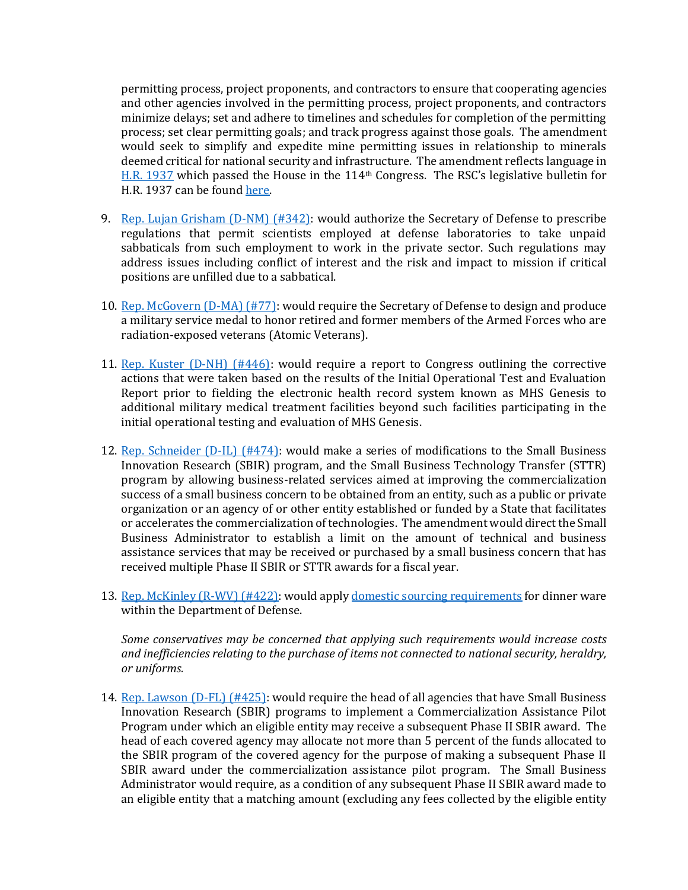permitting process, project proponents, and contractors to ensure that cooperating agencies and other agencies involved in the permitting process, project proponents, and contractors minimize delays; set and adhere to timelines and schedules for completion of the permitting process; set clear permitting goals; and track progress against those goals. The amendment would seek to simplify and expedite mine permitting issues in relationship to minerals deemed critical for national security and infrastructure. The amendment reflects language in [H.R. 1937](#) which passed the House in the 114th Congress. The RSC's legislative bulletin for H.R. 1937 can be found [here](#).

9. [Rep. Lujan Grisham (D-NM) (#342)](#): would authorize the Secretary of Defense to prescribe regulations that permit scientists employed at defense laboratories to take unpaid sabbaticals from such employment to work in the private sector. Such regulations may address issues including conflict of interest and the risk and impact to mission if critical positions are unfilled due to a sabbatical.

10. [Rep. McGovern (D-MA) (#77)](#): would require the Secretary of Defense to design and produce a military service medal to honor retired and former members of the Armed Forces who are radiation-exposed veterans (Atomic Veterans).

11. [Rep. Kuster (D-NH) (#446)](#): would require a report to Congress outlining the corrective actions that were taken based on the results of the Initial Operational Test and Evaluation Report prior to fielding the electronic health record system known as MHS Genesis to additional military medical treatment facilities beyond such facilities participating in the initial operational testing and evaluation of MHS Genesis.

12. [Rep. Schneider (D-IL) (#474)](#): would make a series of modifications to the Small Business Innovation Research (SBIR) program, and the Small Business Technology Transfer (STTR) program by allowing business-related services aimed at improving the commercialization success of a small business concern to be obtained from an entity, such as a public or private organization or an agency of or other entity established or funded by a State that facilitates or accelerates the commercialization of technologies. The amendment would direct the Small Business Administrator to establish a limit on the amount of technical and business assistance services that may be received or purchased by a small business concern that has received multiple Phase II SBIR or STTR awards for a fiscal year.

13. [Rep. McKinley (R-WV) (#422)](#): would apply [domestic sourcing requirements](#) for dinner ware within the Department of Defense.

    *Some conservatives may be concerned that applying such requirements would increase costs and inefficiencies relating to the purchase of items not connected to national security, heraldry, or uniforms.*

14. [Rep. Lawson (D-FL) (#425)](#): would require the head of all agencies that have Small Business Innovation Research (SBIR) programs to implement a Commercialization Assistance Pilot Program under which an eligible entity may receive a subsequent Phase II SBIR award. The head of each covered agency may allocate not more than 5 percent of the funds allocated to the SBIR program of the covered agency for the purpose of making a subsequent Phase II SBIR award under the commercialization assistance pilot program. The Small Business Administrator would require, as a condition of any subsequent Phase II SBIR award made to an eligible entity that a matching amount (excluding any fees collected by the eligible entity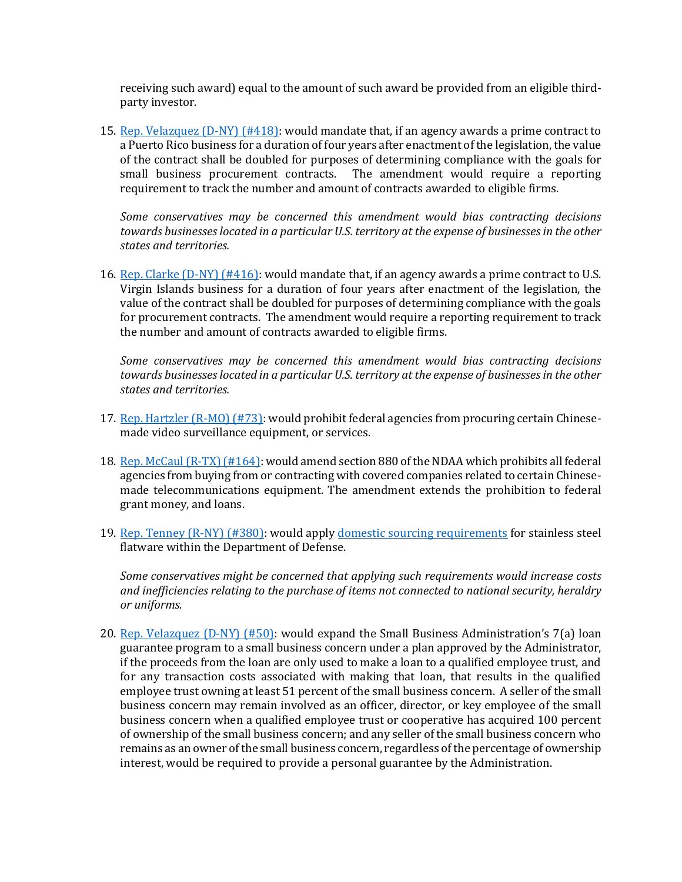receiving such award) equal to the amount of such award be provided from an eligible third-party investor.

15. [Rep. Velazquez (D-NY) (#418)](): would mandate that, if an agency awards a prime contract to a Puerto Rico business for a duration of four years after enactment of the legislation, the value of the contract shall be doubled for purposes of determining compliance with the goals for small business procurement contracts. The amendment would require a reporting requirement to track the number and amount of contracts awarded to eligible firms.

    *Some conservatives may be concerned this amendment would bias contracting decisions towards businesses located in a particular U.S. territory at the expense of businesses in the other states and territories.*

16. [Rep. Clarke (D-NY) (#416)](): would mandate that, if an agency awards a prime contract to U.S. Virgin Islands business for a duration of four years after enactment of the legislation, the value of the contract shall be doubled for purposes of determining compliance with the goals for procurement contracts. The amendment would require a reporting requirement to track the number and amount of contracts awarded to eligible firms.

    *Some conservatives may be concerned this amendment would bias contracting decisions towards businesses located in a particular U.S. territory at the expense of businesses in the other states and territories.*

17. [Rep. Hartzler (R-MO) (#73)](): would prohibit federal agencies from procuring certain Chinese-made video surveillance equipment, or services.

18. [Rep. McCaul (R-TX) (#164)](): would amend section 880 of the NDAA which prohibits all federal agencies from buying from or contracting with covered companies related to certain Chinese-made telecommunications equipment. The amendment extends the prohibition to federal grant money, and loans.

19. [Rep. Tenney (R-NY) (#380)](): would apply [domestic sourcing requirements]() for stainless steel flatware within the Department of Defense.

    *Some conservatives might be concerned that applying such requirements would increase costs and inefficiencies relating to the purchase of items not connected to national security, heraldry or uniforms.*

20. [Rep. Velazquez (D-NY) (#50)](): would expand the Small Business Administration's 7(a) loan guarantee program to a small business concern under a plan approved by the Administrator, if the proceeds from the loan are only used to make a loan to a qualified employee trust, and for any transaction costs associated with making that loan, that results in the qualified employee trust owning at least 51 percent of the small business concern. A seller of the small business concern may remain involved as an officer, director, or key employee of the small business concern when a qualified employee trust or cooperative has acquired 100 percent of ownership of the small business concern; and any seller of the small business concern who remains as an owner of the small business concern, regardless of the percentage of ownership interest, would be required to provide a personal guarantee by the Administration.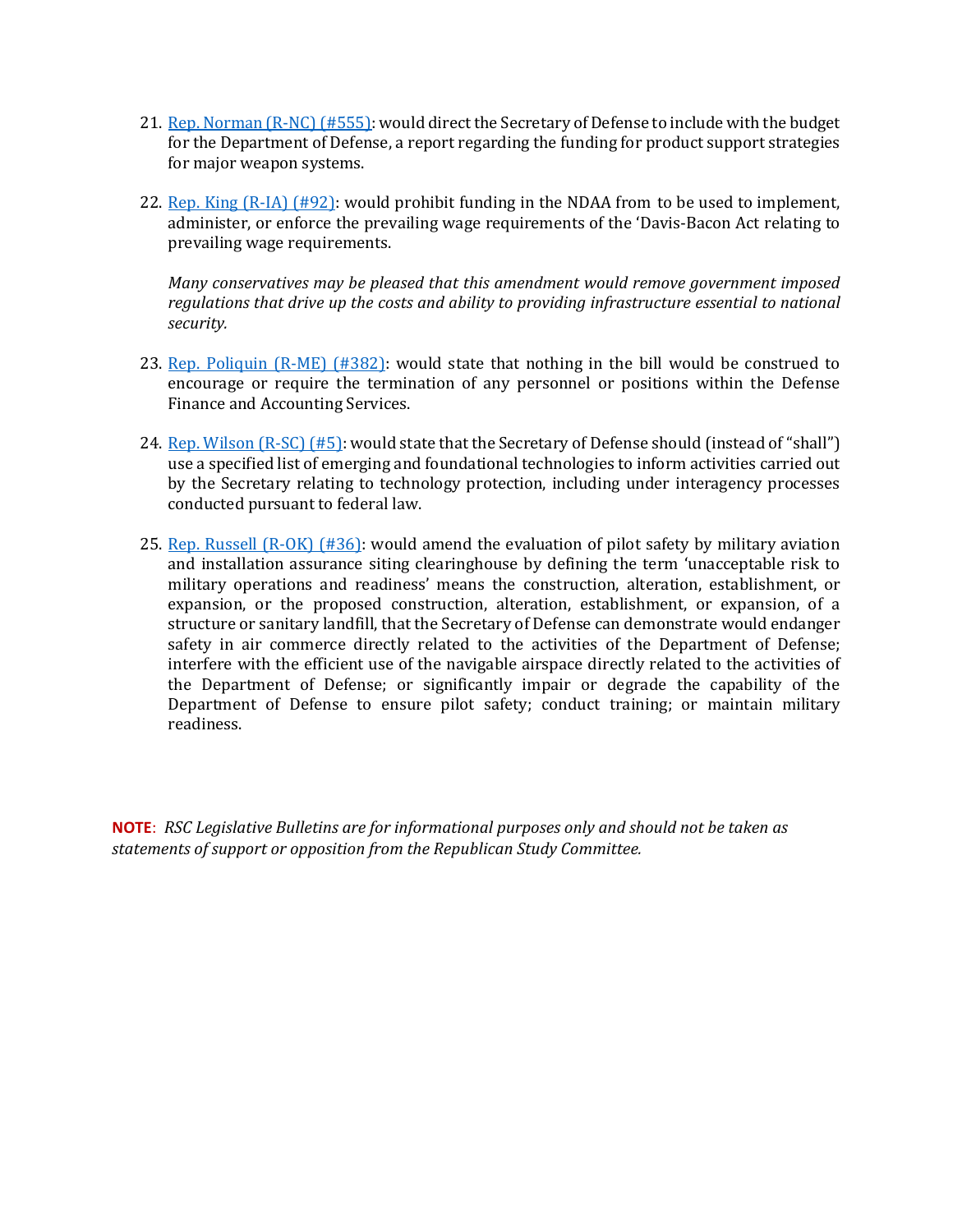21. Rep. Norman (R-NC) (#555): would direct the Secretary of Defense to include with the budget for the Department of Defense, a report regarding the funding for product support strategies for major weapon systems.

22. Rep. King (R-IA) (#92): would prohibit funding in the NDAA from to be used to implement, administer, or enforce the prevailing wage requirements of the 'Davis-Bacon Act relating to prevailing wage requirements.

    *Many conservatives may be pleased that this amendment would remove government imposed regulations that drive up the costs and ability to providing infrastructure essential to national security.*

23. Rep. Poliquin (R-ME) (#382): would state that nothing in the bill would be construed to encourage or require the termination of any personnel or positions within the Defense Finance and Accounting Services.

24. Rep. Wilson (R-SC) (#5): would state that the Secretary of Defense should (instead of "shall") use a specified list of emerging and foundational technologies to inform activities carried out by the Secretary relating to technology protection, including under interagency processes conducted pursuant to federal law.

25. Rep. Russell (R-OK) (#36): would amend the evaluation of pilot safety by military aviation and installation assurance siting clearinghouse by defining the term 'unacceptable risk to military operations and readiness' means the construction, alteration, establishment, or expansion, or the proposed construction, alteration, establishment, or expansion, of a structure or sanitary landfill, that the Secretary of Defense can demonstrate would endanger safety in air commerce directly related to the activities of the Department of Defense; interfere with the efficient use of the navigable airspace directly related to the activities of the Department of Defense; or significantly impair or degrade the capability of the Department of Defense to ensure pilot safety; conduct training; or maintain military readiness.

**NOTE**: *RSC Legislative Bulletins are for informational purposes only and should not be taken as statements of support or opposition from the Republican Study Committee.*